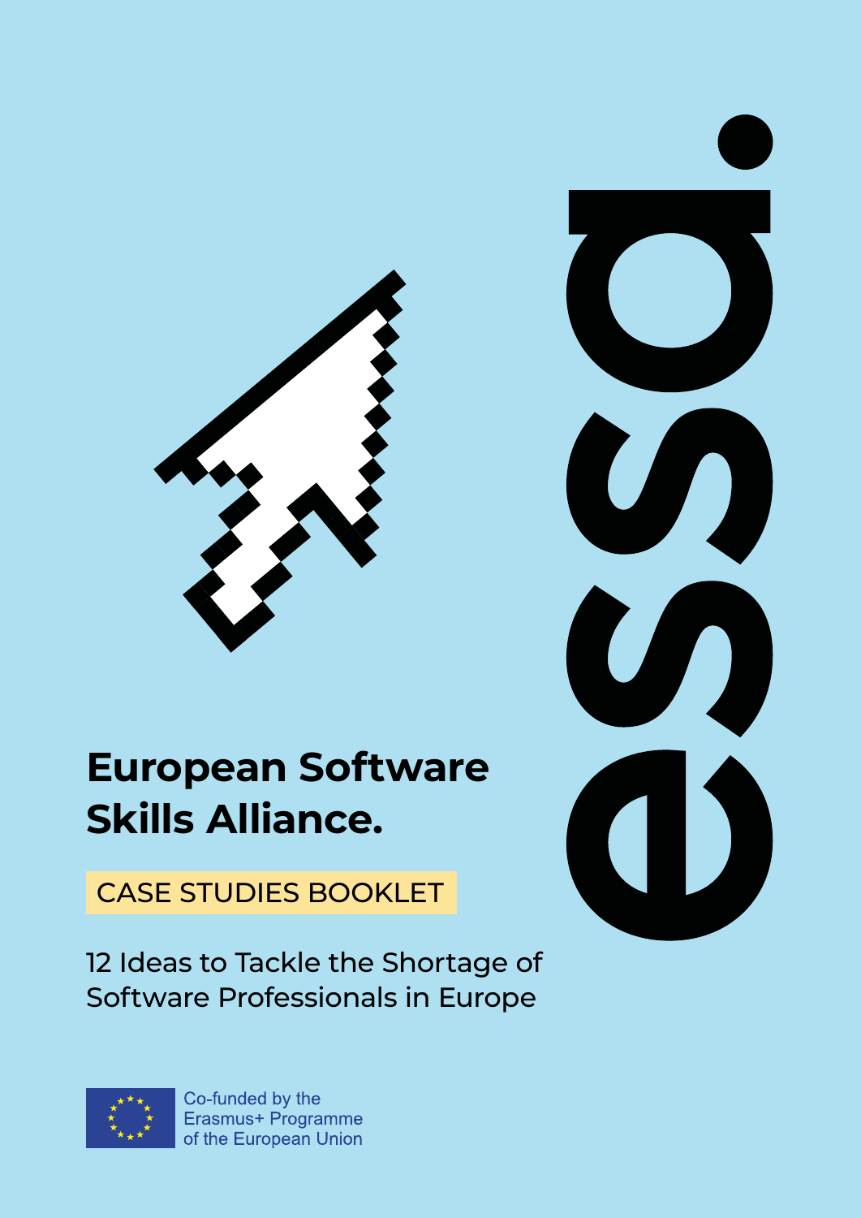# European Software Skills Alliance.

CASE STUDIES BOOKLET

12 Ideas to Tackle the Shortage of Software Professionals in Europe

esa.

Co-funded by the Erasmus+ Programme of the European Union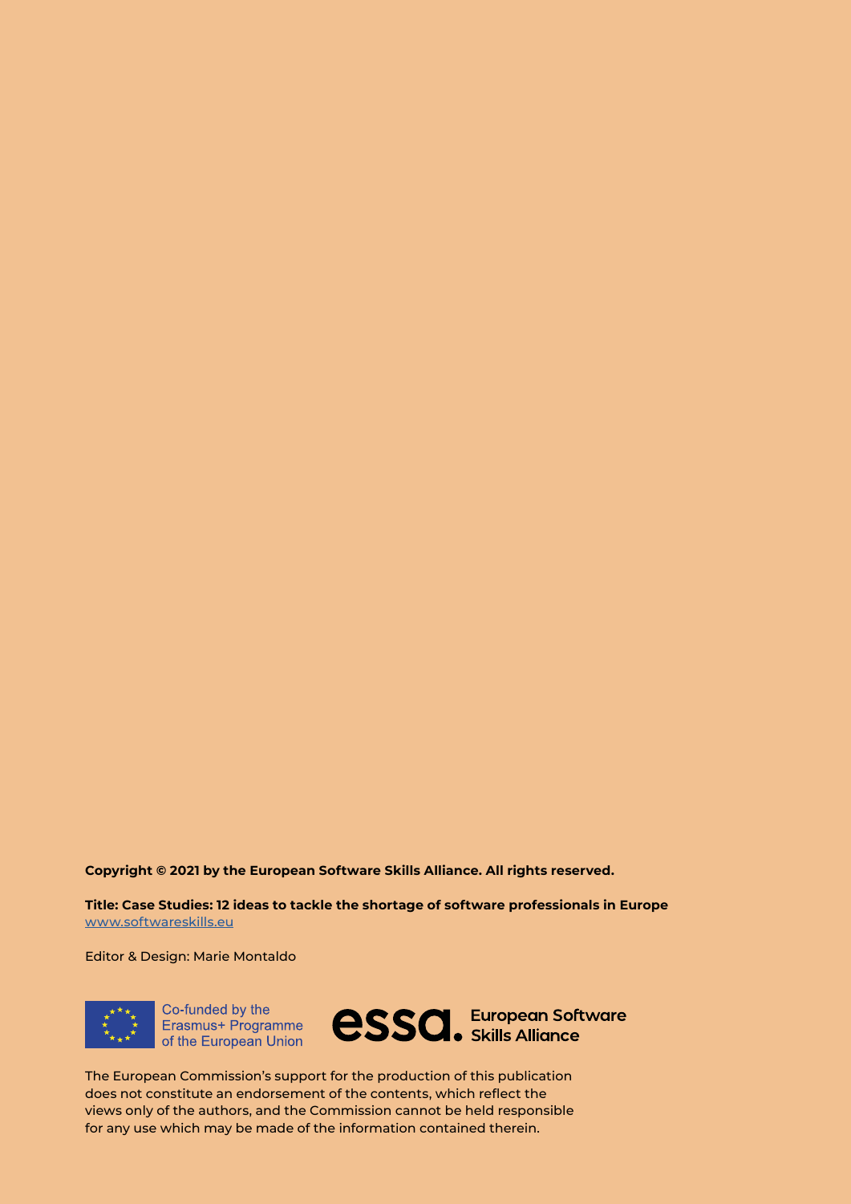**Copyright © 2021 by the European Software Skills Alliance. All rights reserved.**

**Title: Case Studies: 12 ideas to tackle the shortage of software professionals in Europe**
www.softwareskills.eu

Editor & Design: Marie Montaldo

Co-funded by the Erasmus+ Programme of the European Union

essa. European Software Skills Alliance

The European Commission's support for the production of this publication does not constitute an endorsement of the contents, which reflect the views only of the authors, and the Commission cannot be held responsible for any use which may be made of the information contained therein.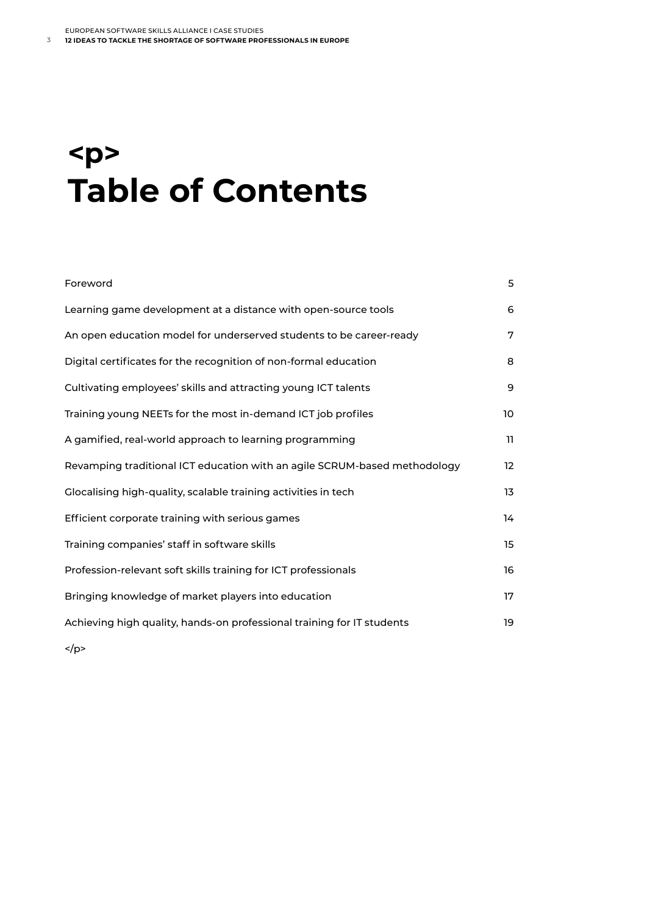# <p>
# Table of Contents

| | |
|---|---|
| Foreword | 5 |
| Learning game development at a distance with open-source tools | 6 |
| An open education model for underserved students to be career-ready | 7 |
| Digital certificates for the recognition of non-formal education | 8 |
| Cultivating employees' skills and attracting young ICT talents | 9 |
| Training young NEETs for the most in-demand ICT job profiles | 10 |
| A gamified, real-world approach to learning programming | 11 |
| Revamping traditional ICT education with an agile SCRUM-based methodology | 12 |
| Glocalising high-quality, scalable training activities in tech | 13 |
| Efficient corporate training with serious games | 14 |
| Training companies' staff in software skills | 15 |
| Profession-relevant soft skills training for ICT professionals | 16 |
| Bringing knowledge of market players into education | 17 |
| Achieving high quality, hands-on professional training for IT students | 19 |

</p>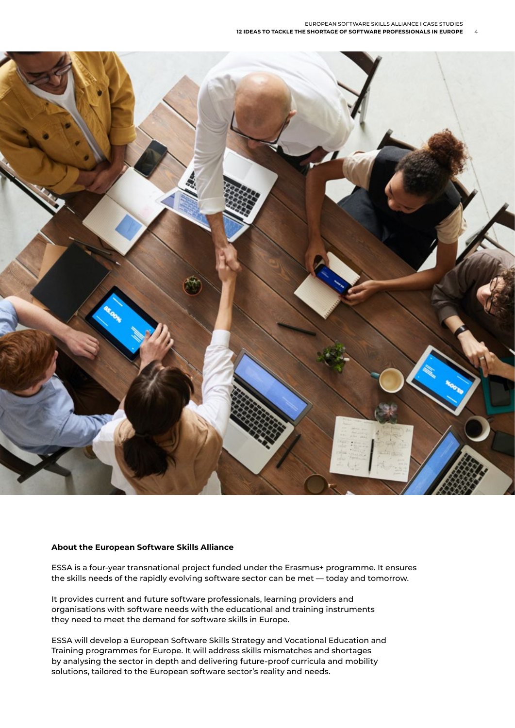**About the European Software Skills Alliance**

ESSA is a four-year transnational project funded under the Erasmus+ programme. It ensures the skills needs of the rapidly evolving software sector can be met — today and tomorrow.

It provides current and future software professionals, learning providers and organisations with software needs with the educational and training instruments they need to meet the demand for software skills in Europe.

ESSA will develop a European Software Skills Strategy and Vocational Education and Training programmes for Europe. It will address skills mismatches and shortages by analysing the sector in depth and delivering future-proof curricula and mobility solutions, tailored to the European software sector's reality and needs.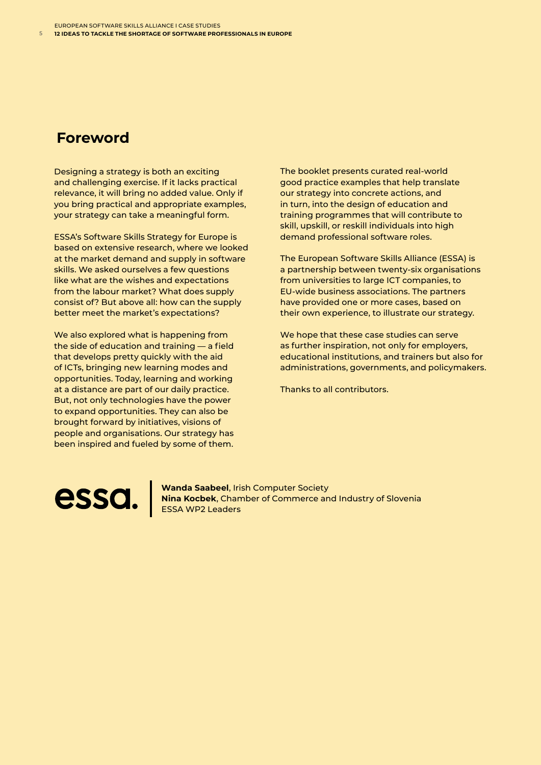# Foreword

Designing a strategy is both an exciting and challenging exercise. If it lacks practical relevance, it will bring no added value. Only if you bring practical and appropriate examples, your strategy can take a meaningful form.

ESSA's Software Skills Strategy for Europe is based on extensive research, where we looked at the market demand and supply in software skills. We asked ourselves a few questions like what are the wishes and expectations from the labour market? What does supply consist of? But above all: how can the supply better meet the market's expectations?

We also explored what is happening from the side of education and training — a field that develops pretty quickly with the aid of ICTs, bringing new learning modes and opportunities. Today, learning and working at a distance are part of our daily practice. But, not only technologies have the power to expand opportunities. They can also be brought forward by initiatives, visions of people and organisations. Our strategy has been inspired and fueled by some of them.

The booklet presents curated real-world good practice examples that help translate our strategy into concrete actions, and in turn, into the design of education and training programmes that will contribute to skill, upskill, or reskill individuals into high demand professional software roles.

The European Software Skills Alliance (ESSA) is a partnership between twenty-six organisations from universities to large ICT companies, to EU-wide business associations. The partners have provided one or more cases, based on their own experience, to illustrate our strategy.

We hope that these case studies can serve as further inspiration, not only for employers, educational institutions, and trainers but also for administrations, governments, and policymakers.

Thanks to all contributors.

essa.

**Wanda Saabeel**, Irish Computer Society
**Nina Kocbek**, Chamber of Commerce and Industry of Slovenia
ESSA WP2 Leaders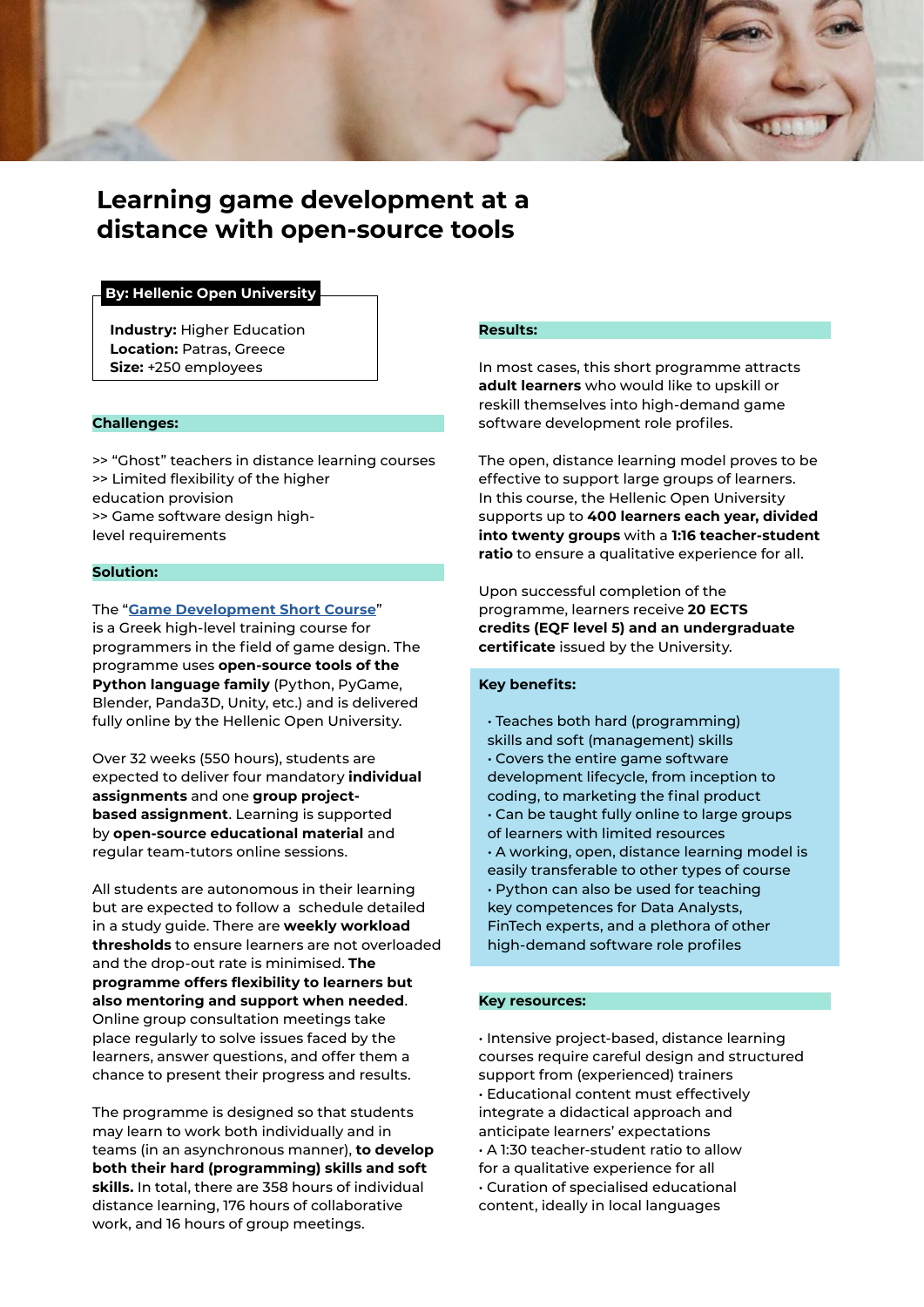# Learning game development at a distance with open-source tools

**By: Hellenic Open University**

**Industry:** Higher Education
**Location:** Patras, Greece
**Size:** +250 employees

**Challenges:**

>> "Ghost" teachers in distance learning courses
>> Limited flexibility of the higher education provision
>> Game software design high-level requirements

**Solution:**

The "**Game Development Short Course**" is a Greek high-level training course for programmers in the field of game design. The programme uses **open-source tools of the Python language family** (Python, PyGame, Blender, Panda3D, Unity, etc.) and is delivered fully online by the Hellenic Open University.

Over 32 weeks (550 hours), students are expected to deliver four mandatory **individual assignments** and one **group project-based assignment**. Learning is supported by **open-source educational material** and regular team-tutors online sessions.

All students are autonomous in their learning but are expected to follow a schedule detailed in a study guide. There are **weekly workload thresholds** to ensure learners are not overloaded and the drop-out rate is minimised. **The programme offers flexibility to learners but also mentoring and support when needed**. Online group consultation meetings take place regularly to solve issues faced by the learners, answer questions, and offer them a chance to present their progress and results.

The programme is designed so that students may learn to work both individually and in teams (in an asynchronous manner), **to develop both their hard (programming) skills and soft skills.** In total, there are 358 hours of individual distance learning, 176 hours of collaborative work, and 16 hours of group meetings.

**Results:**

In most cases, this short programme attracts **adult learners** who would like to upskill or reskill themselves into high-demand game software development role profiles.

The open, distance learning model proves to be effective to support large groups of learners. In this course, the Hellenic Open University supports up to **400 learners each year, divided into twenty groups** with a **1:16 teacher-student ratio** to ensure a qualitative experience for all.

Upon successful completion of the programme, learners receive **20 ECTS credits (EQF level 5) and an undergraduate certificate** issued by the University.

**Key benefits:**

- Teaches both hard (programming) skills and soft (management) skills
- Covers the entire game software development lifecycle, from inception to coding, to marketing the final product
- Can be taught fully online to large groups of learners with limited resources
- A working, open, distance learning model is easily transferable to other types of course
- Python can also be used for teaching key competences for Data Analysts, FinTech experts, and a plethora of other high-demand software role profiles

**Key resources:**

- Intensive project-based, distance learning courses require careful design and structured support from (experienced) trainers
- Educational content must effectively integrate a didactical approach and anticipate learners' expectations
- A 1:30 teacher-student ratio to allow for a qualitative experience for all
- Curation of specialised educational content, ideally in local languages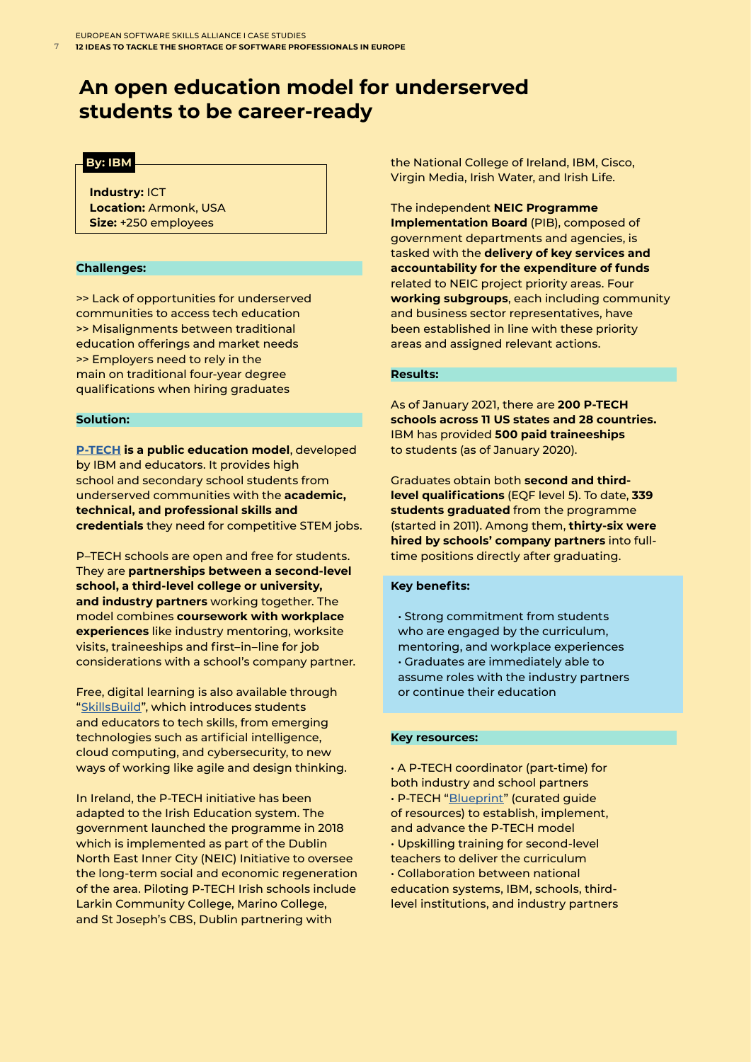# An open education model for underserved students to be career-ready

**By: IBM**

**Industry:** ICT
**Location:** Armonk, USA
**Size:** +250 employees

## Challenges:

>> Lack of opportunities for underserved communities to access tech education
>> Misalignments between traditional education offerings and market needs
>> Employers need to rely in the main on traditional four-year degree qualifications when hiring graduates

## Solution:

**P-TECH is a public education model**, developed by IBM and educators. It provides high school and secondary school students from underserved communities with the **academic, technical, and professional skills and credentials** they need for competitive STEM jobs.

P–TECH schools are open and free for students. They are **partnerships between a second-level school, a third-level college or university, and industry partners** working together. The model combines **coursework with workplace experiences** like industry mentoring, worksite visits, traineeships and first–in–line for job considerations with a school's company partner.

Free, digital learning is also available through "SkillsBuild", which introduces students and educators to tech skills, from emerging technologies such as artificial intelligence, cloud computing, and cybersecurity, to new ways of working like agile and design thinking.

In Ireland, the P-TECH initiative has been adapted to the Irish Education system. The government launched the programme in 2018 which is implemented as part of the Dublin North East Inner City (NEIC) Initiative to oversee the long-term social and economic regeneration of the area. Piloting P-TECH Irish schools include Larkin Community College, Marino College, and St Joseph's CBS, Dublin partnering with the National College of Ireland, IBM, Cisco, Virgin Media, Irish Water, and Irish Life.

The independent **NEIC Programme Implementation Board** (PIB), composed of government departments and agencies, is tasked with the **delivery of key services and accountability for the expenditure of funds** related to NEIC project priority areas. Four **working subgroups**, each including community and business sector representatives, have been established in line with these priority areas and assigned relevant actions.

## Results:

As of January 2021, there are **200 P-TECH schools across 11 US states and 28 countries.** IBM has provided **500 paid traineeships** to students (as of January 2020).

Graduates obtain both **second and third-level qualifications** (EQF level 5). To date, **339 students graduated** from the programme (started in 2011). Among them, **thirty-six were hired by schools' company partners** into full-time positions directly after graduating.

## Key benefits:

- Strong commitment from students who are engaged by the curriculum, mentoring, and workplace experiences
- Graduates are immediately able to assume roles with the industry partners or continue their education

## Key resources:

- A P-TECH coordinator (part-time) for both industry and school partners
- P-TECH "Blueprint" (curated guide of resources) to establish, implement, and advance the P-TECH model
- Upskilling training for second-level teachers to deliver the curriculum
- Collaboration between national education systems, IBM, schools, third-level institutions, and industry partners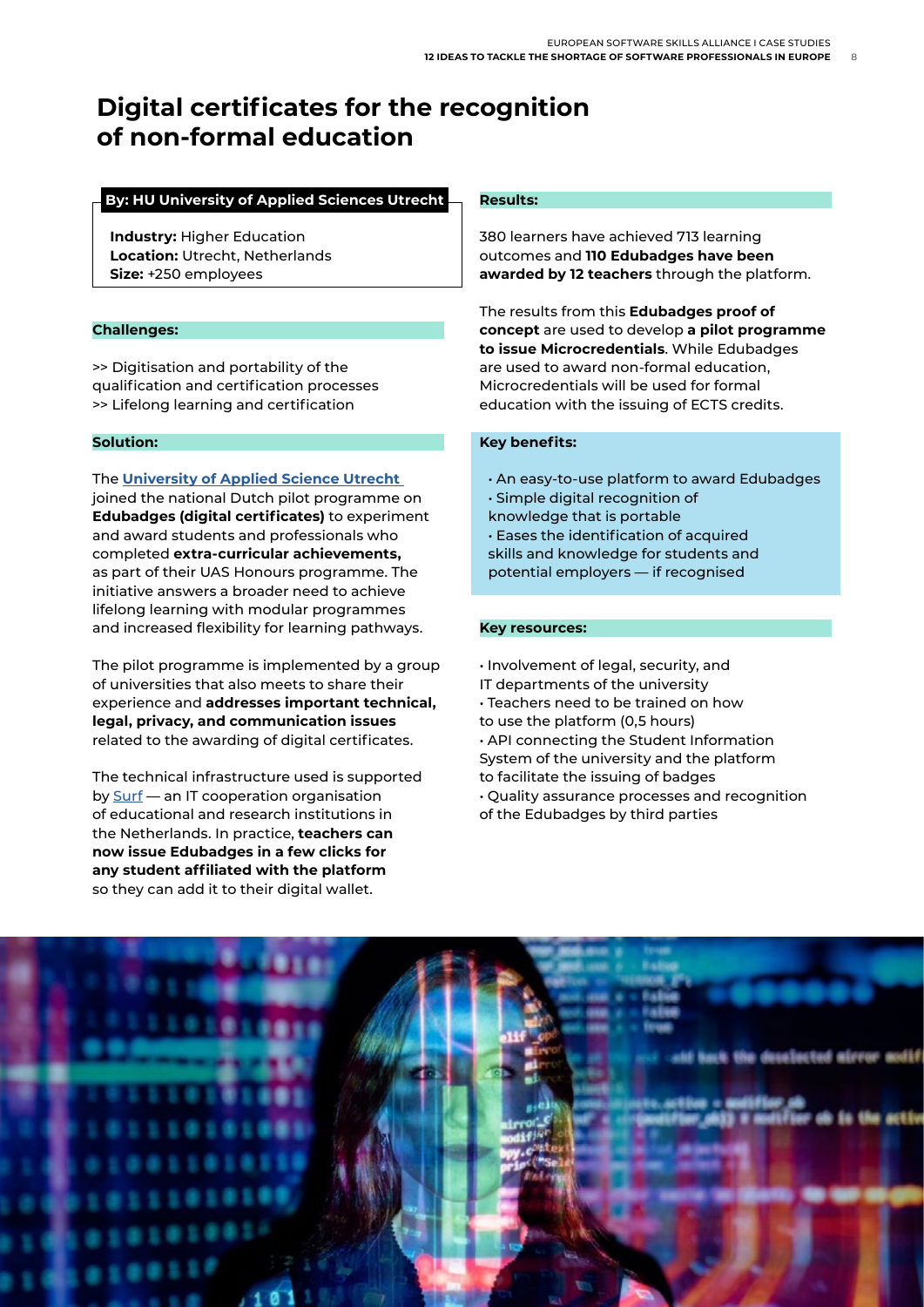# Digital certificates for the recognition of non-formal education

**By: HU University of Applied Sciences Utrecht**

**Industry:** Higher Education
**Location:** Utrecht, Netherlands
**Size:** +250 employees

**Challenges:**

>> Digitisation and portability of the qualification and certification processes
>> Lifelong learning and certification

**Solution:**

The **University of Applied Science Utrecht** joined the national Dutch pilot programme on **Edubadges (digital certificates)** to experiment and award students and professionals who completed **extra-curricular achievements,** as part of their UAS Honours programme. The initiative answers a broader need to achieve lifelong learning with modular programmes and increased flexibility for learning pathways.

The pilot programme is implemented by a group of universities that also meets to share their experience and **addresses important technical, legal, privacy, and communication issues** related to the awarding of digital certificates.

The technical infrastructure used is supported by Surf — an IT cooperation organisation of educational and research institutions in the Netherlands. In practice, **teachers can now issue Edubadges in a few clicks for any student affiliated with the platform** so they can add it to their digital wallet.

**Results:**

380 learners have achieved 713 learning outcomes and **110 Edubadges have been awarded by 12 teachers** through the platform.

The results from this **Edubadges proof of concept** are used to develop **a pilot programme to issue Microcredentials**. While Edubadges are used to award non-formal education, Microcredentials will be used for formal education with the issuing of ECTS credits.

**Key benefits:**

- An easy-to-use platform to award Edubadges
- Simple digital recognition of knowledge that is portable
- Eases the identification of acquired skills and knowledge for students and potential employers — if recognised

**Key resources:**

- Involvement of legal, security, and IT departments of the university
- Teachers need to be trained on how to use the platform (0,5 hours)
- API connecting the Student Information System of the university and the platform to facilitate the issuing of badges
- Quality assurance processes and recognition of the Edubadges by third parties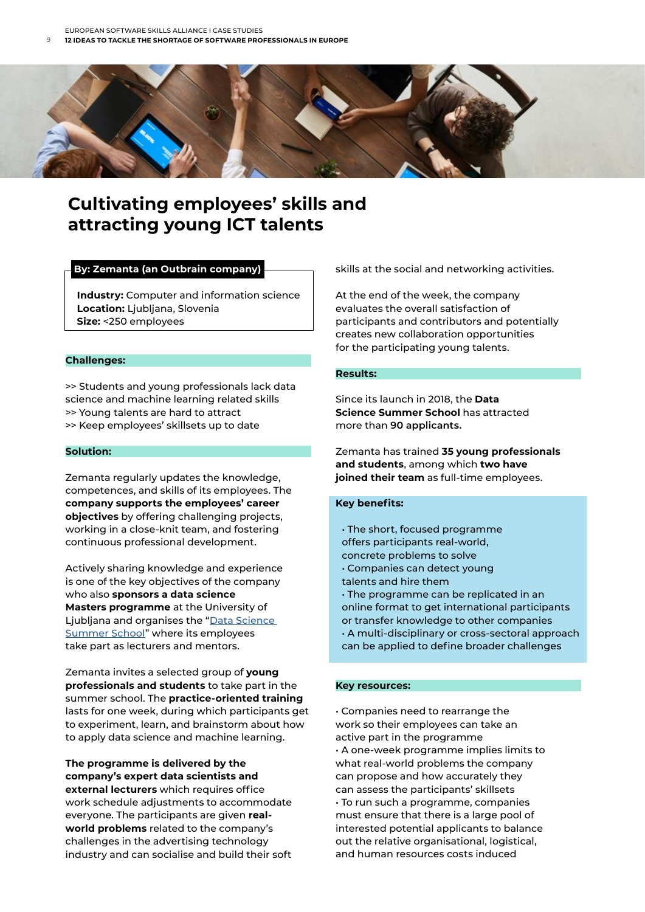# Cultivating employees' skills and attracting young ICT talents

**By: Zemanta (an Outbrain company)**

**Industry:** Computer and information science
**Location:** Ljubljana, Slovenia
**Size:** <250 employees

### Challenges:

>> Students and young professionals lack data science and machine learning related skills
>> Young talents are hard to attract
>> Keep employees' skillsets up to date

### Solution:

Zemanta regularly updates the knowledge, competences, and skills of its employees. The **company supports the employees' career objectives** by offering challenging projects, working in a close-knit team, and fostering continuous professional development.

Actively sharing knowledge and experience is one of the key objectives of the company who also **sponsors a data science Masters programme** at the University of Ljubljana and organises the "Data Science Summer School" where its employees take part as lecturers and mentors.

Zemanta invites a selected group of **young professionals and students** to take part in the summer school. The **practice-oriented training** lasts for one week, during which participants get to experiment, learn, and brainstorm about how to apply data science and machine learning.

**The programme is delivered by the company's expert data scientists and external lecturers** which requires office work schedule adjustments to accommodate everyone. The participants are given **real-world problems** related to the company's challenges in the advertising technology industry and can socialise and build their soft skills at the social and networking activities.

At the end of the week, the company evaluates the overall satisfaction of participants and contributors and potentially creates new collaboration opportunities for the participating young talents.

### Results:

Since its launch in 2018, the **Data Science Summer School** has attracted more than **90 applicants.**

Zemanta has trained **35 young professionals and students**, among which **two have joined their team** as full-time employees.

### Key benefits:

- The short, focused programme offers participants real-world, concrete problems to solve
- Companies can detect young talents and hire them
- The programme can be replicated in an online format to get international participants or transfer knowledge to other companies
- A multi-disciplinary or cross-sectoral approach can be applied to define broader challenges

### Key resources:

- Companies need to rearrange the work so their employees can take an active part in the programme
- A one-week programme implies limits to what real-world problems the company can propose and how accurately they can assess the participants' skillsets
- To run such a programme, companies must ensure that there is a large pool of interested potential applicants to balance out the relative organisational, logistical, and human resources costs induced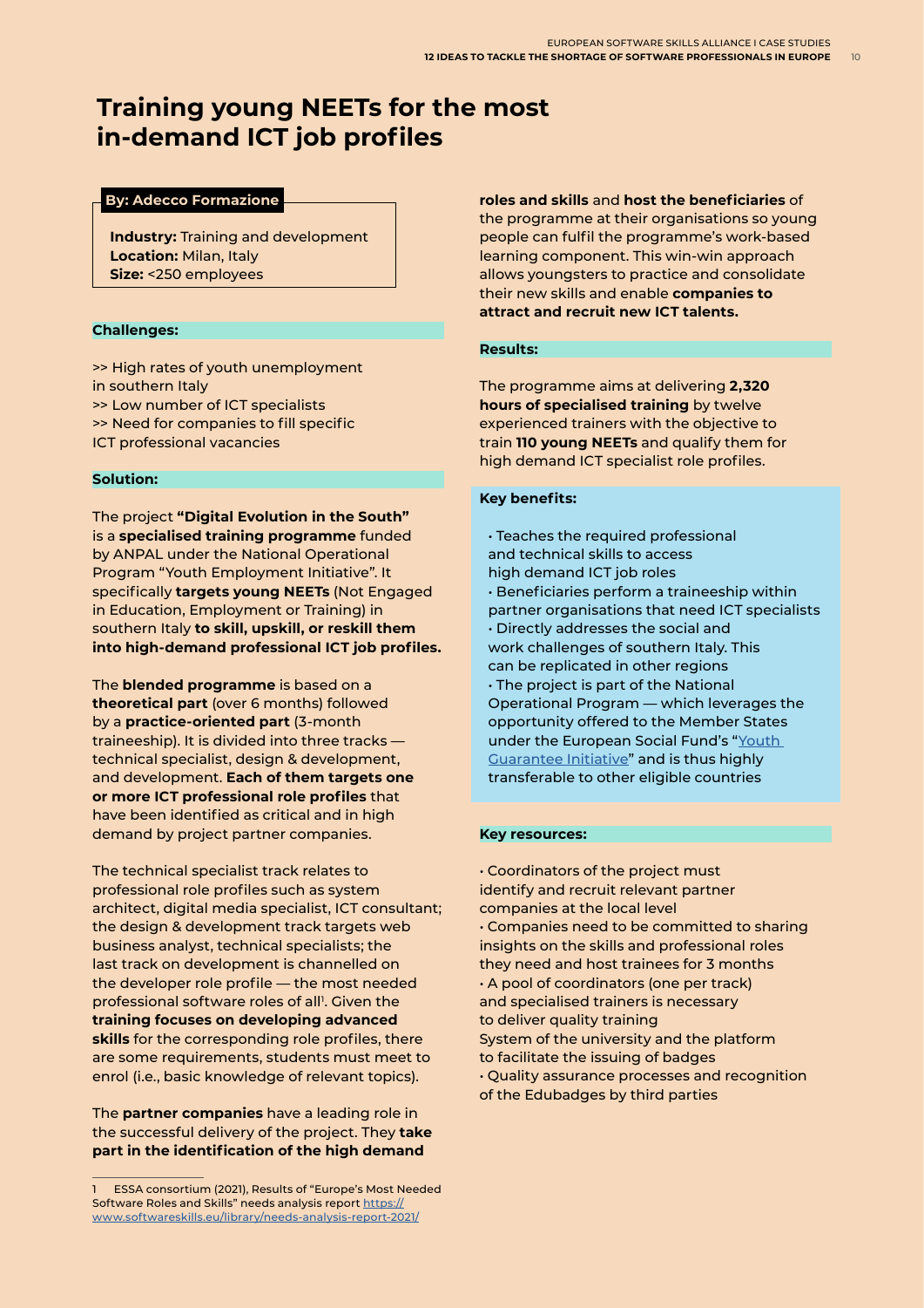# Training young NEETs for the most in-demand ICT job profiles

**By: Adecco Formazione**

**Industry:** Training and development
**Location:** Milan, Italy
**Size:** <250 employees

**Challenges:**

>> High rates of youth unemployment in southern Italy
>> Low number of ICT specialists
>> Need for companies to fill specific ICT professional vacancies

**Solution:**

The project **"Digital Evolution in the South"** is a **specialised training programme** funded by ANPAL under the National Operational Program "Youth Employment Initiative". It specifically **targets young NEETs** (Not Engaged in Education, Employment or Training) in southern Italy **to skill, upskill, or reskill them into high-demand professional ICT job profiles.**

The **blended programme** is based on a **theoretical part** (over 6 months) followed by a **practice-oriented part** (3-month traineeship). It is divided into three tracks — technical specialist, design & development, and development. **Each of them targets one or more ICT professional role profiles** that have been identified as critical and in high demand by project partner companies.

The technical specialist track relates to professional role profiles such as system architect, digital media specialist, ICT consultant; the design & development track targets web business analyst, technical specialists; the last track on development is channelled on the developer role profile — the most needed professional software roles of all[1]. Given the **training focuses on developing advanced skills** for the corresponding role profiles, there are some requirements, students must meet to enrol (i.e., basic knowledge of relevant topics).

The **partner companies** have a leading role in the successful delivery of the project. They **take part in the identification of the high demand roles and skills** and **host the beneficiaries** of the programme at their organisations so young people can fulfil the programme's work-based learning component. This win-win approach allows youngsters to practice and consolidate their new skills and enable **companies to attract and recruit new ICT talents.**

**Results:**

The programme aims at delivering **2,320 hours of specialised training** by twelve experienced trainers with the objective to train **110 young NEETs** and qualify them for high demand ICT specialist role profiles.

**Key benefits:**

- Teaches the required professional and technical skills to access high demand ICT job roles
- Beneficiaries perform a traineeship within partner organisations that need ICT specialists
- Directly addresses the social and work challenges of southern Italy. This can be replicated in other regions
- The project is part of the National Operational Program — which leverages the opportunity offered to the Member States under the European Social Fund's "Youth Guarantee Initiative" and is thus highly transferable to other eligible countries

**Key resources:**

- Coordinators of the project must identify and recruit relevant partner companies at the local level
- Companies need to be committed to sharing insights on the skills and professional roles they need and host trainees for 3 months
- A pool of coordinators (one per track) and specialised trainers is necessary to deliver quality training

System of the university and the platform to facilitate the issuing of badges

- Quality assurance processes and recognition of the Edubadges by third parties

---

1 ESSA consortium (2021), Results of "Europe's Most Needed Software Roles and Skills" needs analysis report https://www.softwareskills.eu/library/needs-analysis-report-2021/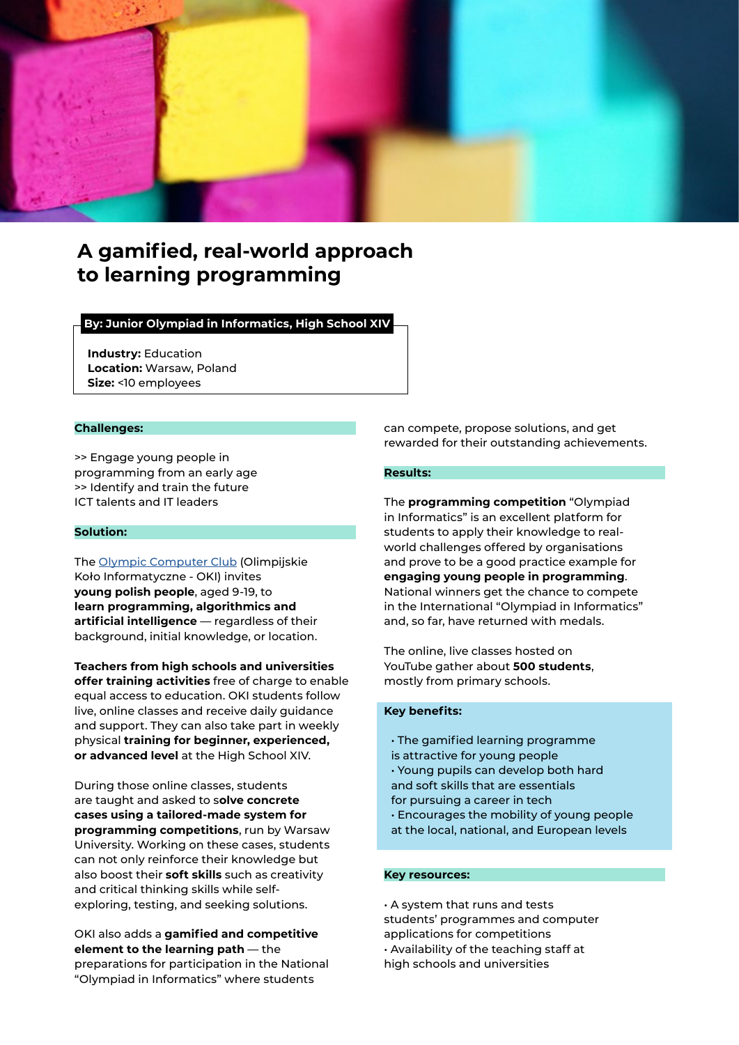# A gamified, real-world approach to learning programming

**By: Junior Olympiad in Informatics, High School XIV**

**Industry:** Education
**Location:** Warsaw, Poland
**Size:** <10 employees

### Challenges:

>> Engage young people in programming from an early age
>> Identify and train the future ICT talents and IT leaders

### Solution:

The [Olympic Computer Club](Olympic Computer Club) (Olimpijskie Koło Informatyczne - OKI) invites **young polish people**, aged 9-19, to **learn programming, algorithmics and artificial intelligence** — regardless of their background, initial knowledge, or location.

**Teachers from high schools and universities offer training activities** free of charge to enable equal access to education. OKI students follow live, online classes and receive daily guidance and support. They can also take part in weekly physical **training for beginner, experienced, or advanced level** at the High School XIV.

During those online classes, students are taught and asked to s**olve concrete cases using a tailored-made system for programming competitions**, run by Warsaw University. Working on these cases, students can not only reinforce their knowledge but also boost their **soft skills** such as creativity and critical thinking skills while self-exploring, testing, and seeking solutions.

OKI also adds a **gamified and competitive element to the learning path** — the preparations for participation in the National "Olympiad in Informatics" where students can compete, propose solutions, and get rewarded for their outstanding achievements.

### Results:

The **programming competition** "Olympiad in Informatics" is an excellent platform for students to apply their knowledge to real-world challenges offered by organisations and prove to be a good practice example for **engaging young people in programming**. National winners get the chance to compete in the International "Olympiad in Informatics" and, so far, have returned with medals.

The online, live classes hosted on YouTube gather about **500 students**, mostly from primary schools.

### Key benefits:

- The gamified learning programme is attractive for young people
- Young pupils can develop both hard and soft skills that are essentials for pursuing a career in tech
- Encourages the mobility of young people at the local, national, and European levels

### Key resources:

- A system that runs and tests students' programmes and computer applications for competitions
- Availability of the teaching staff at high schools and universities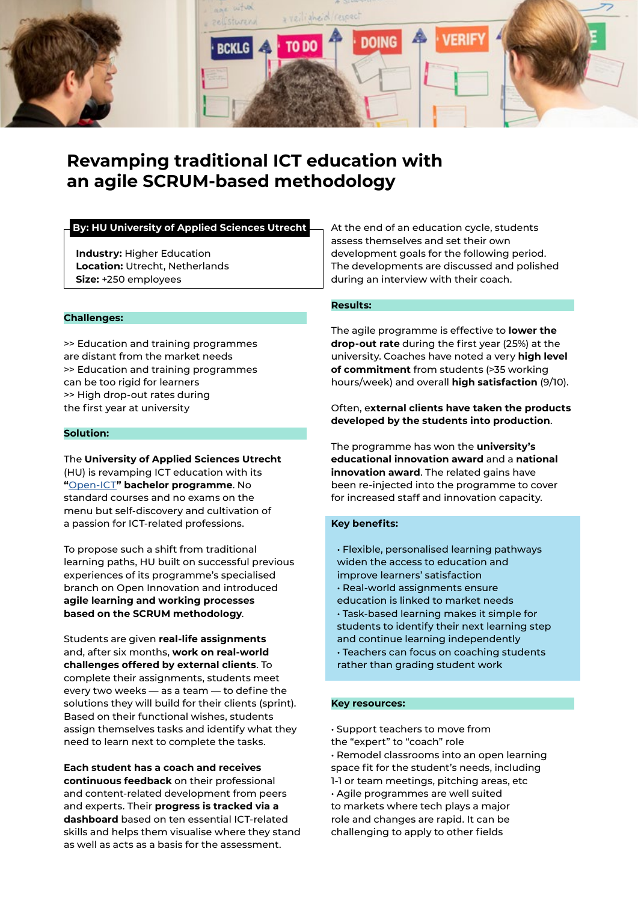# Revamping traditional ICT education with an agile SCRUM-based methodology

**By: HU University of Applied Sciences Utrecht**

**Industry:** Higher Education
**Location:** Utrecht, Netherlands
**Size:** +250 employees

## Challenges:

>> Education and training programmes are distant from the market needs
>> Education and training programmes can be too rigid for learners
>> High drop-out rates during the first year at university

## Solution:

The **University of Applied Sciences Utrecht** (HU) is revamping ICT education with its **"Open-ICT" bachelor programme**. No standard courses and no exams on the menu but self-discovery and cultivation of a passion for ICT-related professions.

To propose such a shift from traditional learning paths, HU built on successful previous experiences of its programme's specialised branch on Open Innovation and introduced **agile learning and working processes based on the SCRUM methodology**.

Students are given **real-life assignments** and, after six months, **work on real-world challenges offered by external clients**. To complete their assignments, students meet every two weeks — as a team — to define the solutions they will build for their clients (sprint). Based on their functional wishes, students assign themselves tasks and identify what they need to learn next to complete the tasks.

**Each student has a coach and receives continuous feedback** on their professional and content-related development from peers and experts. Their **progress is tracked via a dashboard** based on ten essential ICT-related skills and helps them visualise where they stand as well as acts as a basis for the assessment.

At the end of an education cycle, students assess themselves and set their own development goals for the following period. The developments are discussed and polished during an interview with their coach.

## Results:

The agile programme is effective to **lower the drop-out rate** during the first year (25%) at the university. Coaches have noted a very **high level of commitment** from students (>35 working hours/week) and overall **high satisfaction** (9/10).

Often, e**xternal clients have taken the products developed by the students into production**.

The programme has won the **university's educational innovation award** and a **national innovation award**. The related gains have been re-injected into the programme to cover for increased staff and innovation capacity.

## Key benefits:

- Flexible, personalised learning pathways widen the access to education and improve learners' satisfaction
- Real-world assignments ensure education is linked to market needs
- Task-based learning makes it simple for students to identify their next learning step and continue learning independently
- Teachers can focus on coaching students rather than grading student work

## Key resources:

- Support teachers to move from the "expert" to "coach" role
- Remodel classrooms into an open learning space fit for the student's needs, including 1-1 or team meetings, pitching areas, etc
- Agile programmes are well suited to markets where tech plays a major role and changes are rapid. It can be challenging to apply to other fields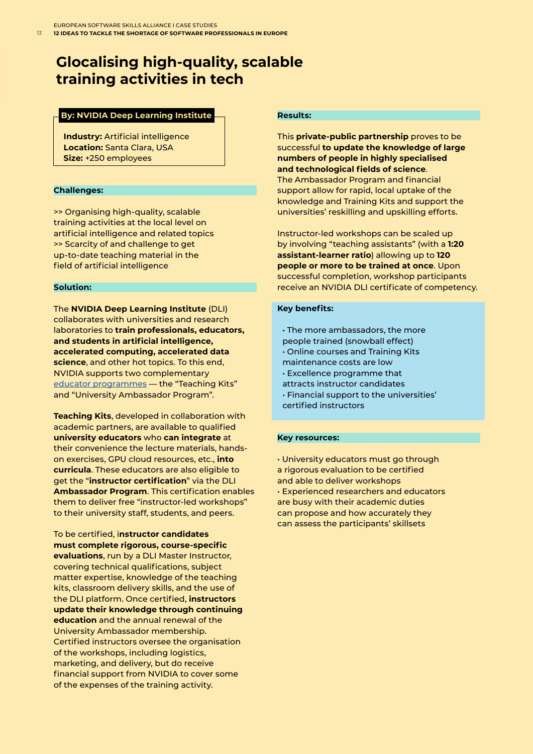# Glocalising high-quality, scalable training activities in tech

**By: NVIDIA Deep Learning Institute**

**Industry:** Artificial intelligence
**Location:** Santa Clara, USA
**Size:** +250 employees

**Challenges:**

>> Organising high-quality, scalable training activities at the local level on artificial intelligence and related topics
>> Scarcity of and challenge to get up-to-date teaching material in the field of artificial intelligence

**Solution:**

The **NVIDIA Deep Learning Institute** (DLI) collaborates with universities and research laboratories to **train professionals, educators, and students in artificial intelligence, accelerated computing, accelerated data science**, and other hot topics. To this end, NVIDIA supports two complementary educator programmes — the "Teaching Kits" and "University Ambassador Program".

**Teaching Kits**, developed in collaboration with academic partners, are available to qualified **university educators** who **can integrate** at their convenience the lecture materials, hands-on exercises, GPU cloud resources, etc., **into curricula**. These educators are also eligible to get the "**instructor certification**" via the DLI **Ambassador Program**. This certification enables them to deliver free "instructor-led workshops" to their university staff, students, and peers.

To be certified, **instructor candidates must complete rigorous, course-specific evaluations**, run by a DLI Master Instructor, covering technical qualifications, subject matter expertise, knowledge of the teaching kits, classroom delivery skills, and the use of the DLI platform. Once certified, **instructors update their knowledge through continuing education** and the annual renewal of the University Ambassador membership. Certified instructors oversee the organisation of the workshops, including logistics, marketing, and delivery, but do receive financial support from NVIDIA to cover some of the expenses of the training activity.

**Results:**

This **private-public partnership** proves to be successful **to update the knowledge of large numbers of people in highly specialised and technological fields of science**.
The Ambassador Program and financial support allow for rapid, local uptake of the knowledge and Training Kits and support the universities' reskilling and upskilling efforts.

Instructor-led workshops can be scaled up by involving "teaching assistants" (with a **1:20 assistant-learner ratio**) allowing up to **120 people or more to be trained at once**. Upon successful completion, workshop participants receive an NVIDIA DLI certificate of competency.

**Key benefits:**

- The more ambassadors, the more people trained (snowball effect)
- Online courses and Training Kits maintenance costs are low
- Excellence programme that attracts instructor candidates
- Financial support to the universities' certified instructors

**Key resources:**

- University educators must go through a rigorous evaluation to be certified and able to deliver workshops
- Experienced researchers and educators are busy with their academic duties can propose and how accurately they can assess the participants' skillsets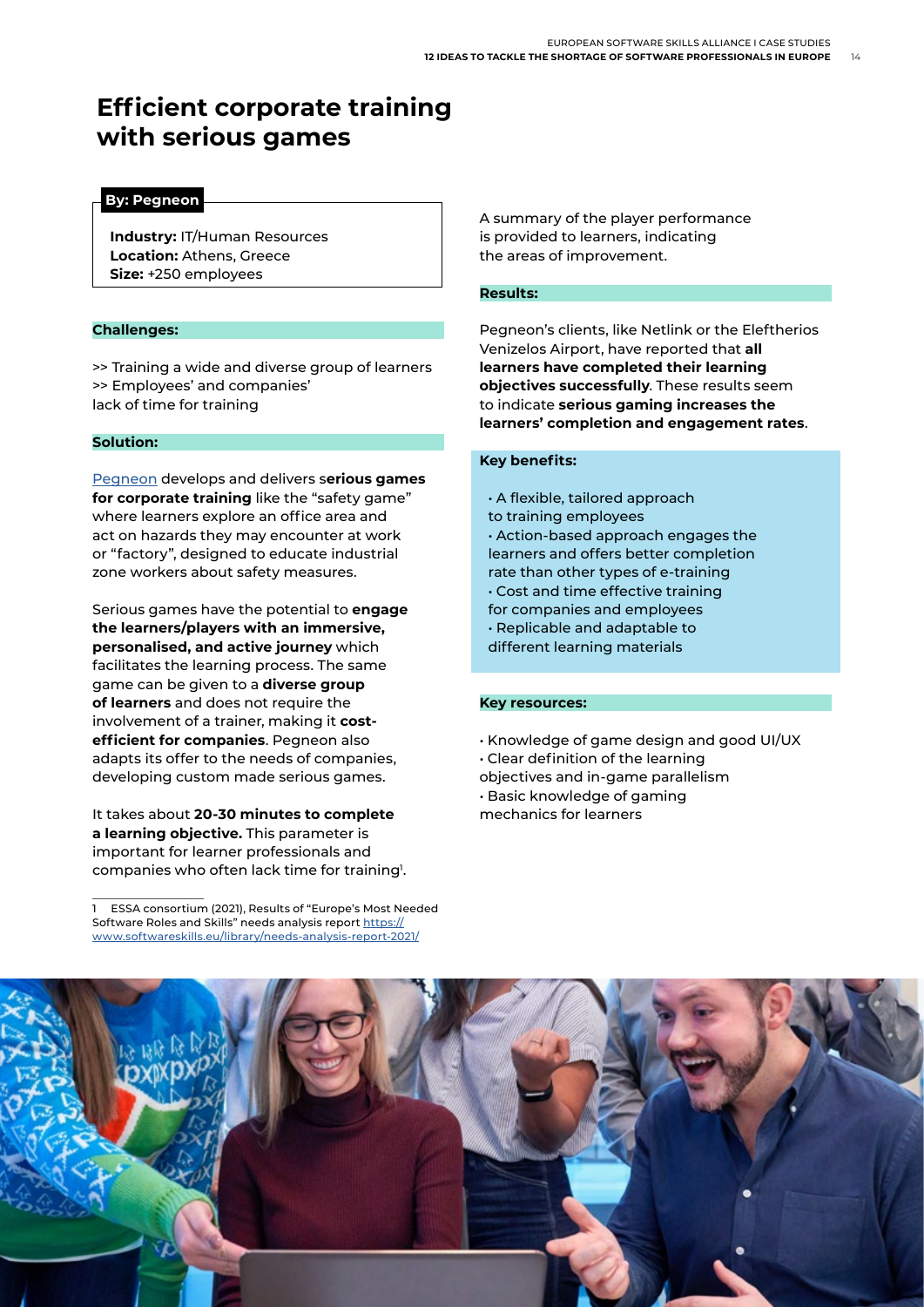# Efficient corporate training with serious games

**By: Pegneon**

**Industry:** IT/Human Resources
**Location:** Athens, Greece
**Size:** +250 employees

**Challenges:**

>> Training a wide and diverse group of learners
>> Employees' and companies' lack of time for training

**Solution:**

Pegneon develops and delivers **serious games for corporate training** like the "safety game" where learners explore an office area and act on hazards they may encounter at work or "factory", designed to educate industrial zone workers about safety measures.

Serious games have the potential to **engage the learners/players with an immersive, personalised, and active journey** which facilitates the learning process. The same game can be given to a **diverse group of learners** and does not require the involvement of a trainer, making it **cost-efficient for companies**. Pegneon also adapts its offer to the needs of companies, developing custom made serious games.

It takes about **20-30 minutes to complete a learning objective.** This parameter is important for learner professionals and companies who often lack time for training[1].

A summary of the player performance is provided to learners, indicating the areas of improvement.

**Results:**

Pegneon's clients, like Netlink or the Eleftherios Venizelos Airport, have reported that **all learners have completed their learning objectives successfully**. These results seem to indicate **serious gaming increases the learners' completion and engagement rates**.

**Key benefits:**

- A flexible, tailored approach to training employees
- Action-based approach engages the learners and offers better completion rate than other types of e-training
- Cost and time effective training for companies and employees
- Replicable and adaptable to different learning materials

**Key resources:**

- Knowledge of game design and good UI/UX
- Clear definition of the learning objectives and in-game parallelism
- Basic knowledge of gaming mechanics for learners

1 ESSA consortium (2021), Results of "Europe's Most Needed Software Roles and Skills" needs analysis report https://www.softwareskills.eu/library/needs-analysis-report-2021/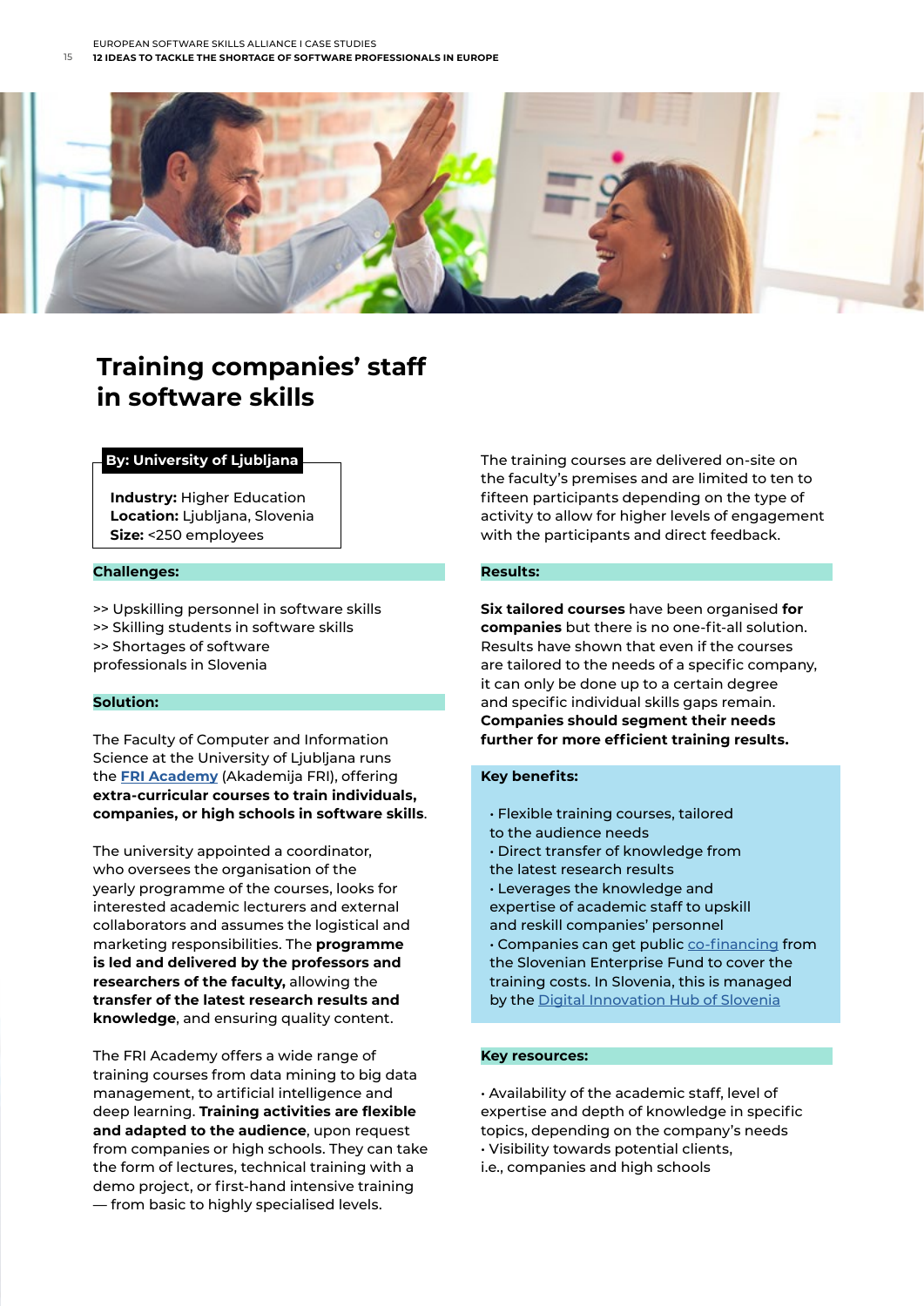# Training companies' staff in software skills

**By: University of Ljubljana**

**Industry:** Higher Education
**Location:** Ljubljana, Slovenia
**Size:** <250 employees

**Challenges:**

>> Upskilling personnel in software skills
>> Skilling students in software skills
>> Shortages of software professionals in Slovenia

**Solution:**

The Faculty of Computer and Information Science at the University of Ljubljana runs the **FRI Academy** (Akademija FRI), offering **extra-curricular courses to train individuals, companies, or high schools in software skills**.

The university appointed a coordinator, who oversees the organisation of the yearly programme of the courses, looks for interested academic lecturers and external collaborators and assumes the logistical and marketing responsibilities. The **programme is led and delivered by the professors and researchers of the faculty,** allowing the **transfer of the latest research results and knowledge**, and ensuring quality content.

The FRI Academy offers a wide range of training courses from data mining to big data management, to artificial intelligence and deep learning. **Training activities are flexible and adapted to the audience**, upon request from companies or high schools. They can take the form of lectures, technical training with a demo project, or first-hand intensive training — from basic to highly specialised levels.

The training courses are delivered on-site on the faculty's premises and are limited to ten to fifteen participants depending on the type of activity to allow for higher levels of engagement with the participants and direct feedback.

**Results:**

**Six tailored courses** have been organised **for companies** but there is no one-fit-all solution. Results have shown that even if the courses are tailored to the needs of a specific company, it can only be done up to a certain degree and specific individual skills gaps remain. **Companies should segment their needs further for more efficient training results.**

**Key benefits:**

- Flexible training courses, tailored to the audience needs
- Direct transfer of knowledge from the latest research results
- Leverages the knowledge and expertise of academic staff to upskill and reskill companies' personnel
- Companies can get public co-financing from the Slovenian Enterprise Fund to cover the training costs. In Slovenia, this is managed by the Digital Innovation Hub of Slovenia

**Key resources:**

- Availability of the academic staff, level of expertise and depth of knowledge in specific topics, depending on the company's needs
- Visibility towards potential clients, i.e., companies and high schools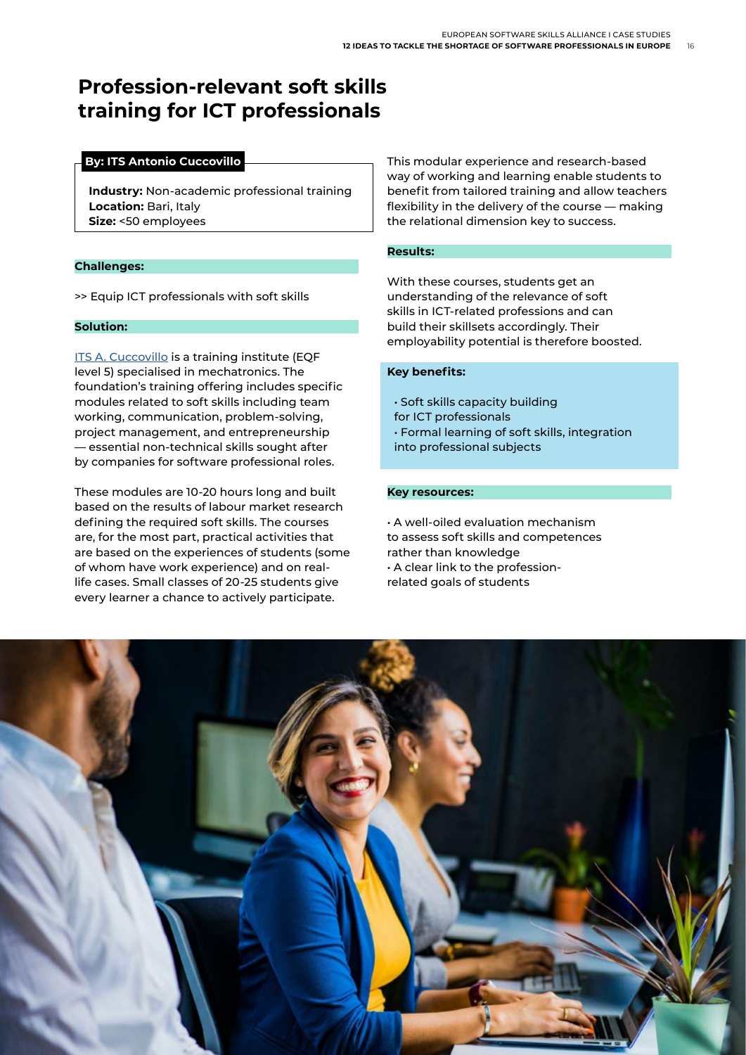# Profession-relevant soft skills training for ICT professionals

**By: ITS Antonio Cuccovillo**

**Industry:** Non-academic professional training
**Location:** Bari, Italy
**Size:** <50 employees

**Challenges:**

>> Equip ICT professionals with soft skills

**Solution:**

ITS A. Cuccovillo is a training institute (EQF level 5) specialised in mechatronics. The foundation's training offering includes specific modules related to soft skills including team working, communication, problem-solving, project management, and entrepreneurship — essential non-technical skills sought after by companies for software professional roles.

These modules are 10-20 hours long and built based on the results of labour market research defining the required soft skills. The courses are, for the most part, practical activities that are based on the experiences of students (some of whom have work experience) and on real-life cases. Small classes of 20-25 students give every learner a chance to actively participate.

This modular experience and research-based way of working and learning enable students to benefit from tailored training and allow teachers flexibility in the delivery of the course — making the relational dimension key to success.

**Results:**

With these courses, students get an understanding of the relevance of soft skills in ICT-related professions and can build their skillsets accordingly. Their employability potential is therefore boosted.

**Key benefits:**

- Soft skills capacity building for ICT professionals
- Formal learning of soft skills, integration into professional subjects

**Key resources:**

- A well-oiled evaluation mechanism to assess soft skills and competences rather than knowledge
- A clear link to the profession-related goals of students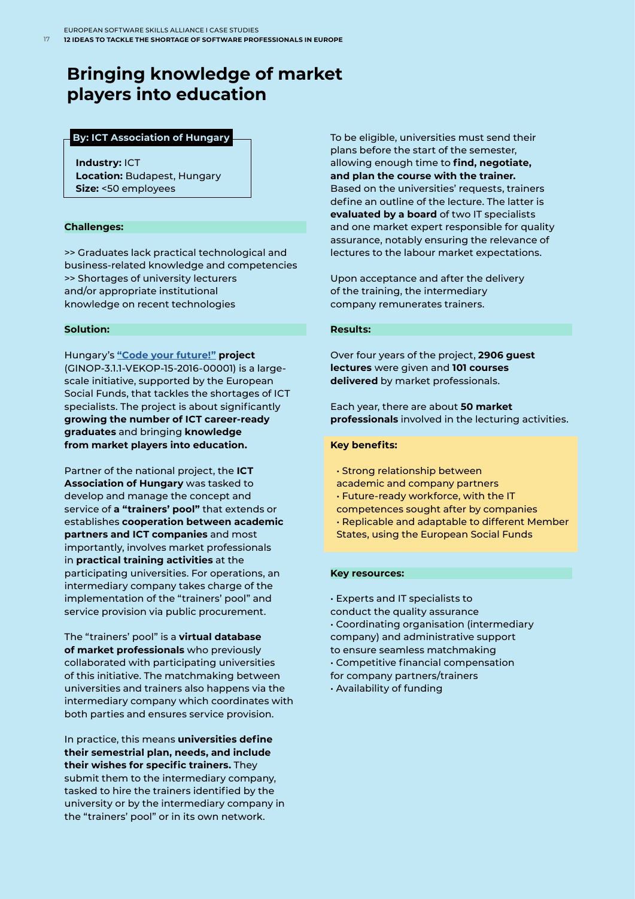# Bringing knowledge of market players into education

**By: ICT Association of Hungary**

**Industry:** ICT
**Location:** Budapest, Hungary
**Size:** <50 employees

**Challenges:**

>> Graduates lack practical technological and business-related knowledge and competencies
>> Shortages of university lecturers and/or appropriate institutional knowledge on recent technologies

**Solution:**

Hungary's **"Code your future!" project** (GINOP-3.1.1-VEKOP-15-2016-00001) is a large-scale initiative, supported by the European Social Funds, that tackles the shortages of ICT specialists. The project is about significantly **growing the number of ICT career-ready graduates** and bringing **knowledge from market players into education.**

Partner of the national project, the **ICT Association of Hungary** was tasked to develop and manage the concept and service of **a "trainers' pool"** that extends or establishes **cooperation between academic partners and ICT companies** and most importantly, involves market professionals in **practical training activities** at the participating universities. For operations, an intermediary company takes charge of the implementation of the "trainers' pool" and service provision via public procurement.

The "trainers' pool" is a **virtual database of market professionals** who previously collaborated with participating universities of this initiative. The matchmaking between universities and trainers also happens via the intermediary company which coordinates with both parties and ensures service provision.

In practice, this means **universities define their semestrial plan, needs, and include their wishes for specific trainers.** They submit them to the intermediary company, tasked to hire the trainers identified by the university or by the intermediary company in the "trainers' pool" or in its own network.

To be eligible, universities must send their plans before the start of the semester, allowing enough time to **find, negotiate, and plan the course with the trainer.** Based on the universities' requests, trainers define an outline of the lecture. The latter is **evaluated by a board** of two IT specialists and one market expert responsible for quality assurance, notably ensuring the relevance of lectures to the labour market expectations.

Upon acceptance and after the delivery of the training, the intermediary company remunerates trainers.

**Results:**

Over four years of the project, **2906 guest lectures** were given and **101 courses delivered** by market professionals.

Each year, there are about **50 market professionals** involved in the lecturing activities.

**Key benefits:**

- Strong relationship between academic and company partners
- Future-ready workforce, with the IT competences sought after by companies
- Replicable and adaptable to different Member States, using the European Social Funds

**Key resources:**

- Experts and IT specialists to conduct the quality assurance
- Coordinating organisation (intermediary company) and administrative support to ensure seamless matchmaking
- Competitive financial compensation for company partners/trainers
- Availability of funding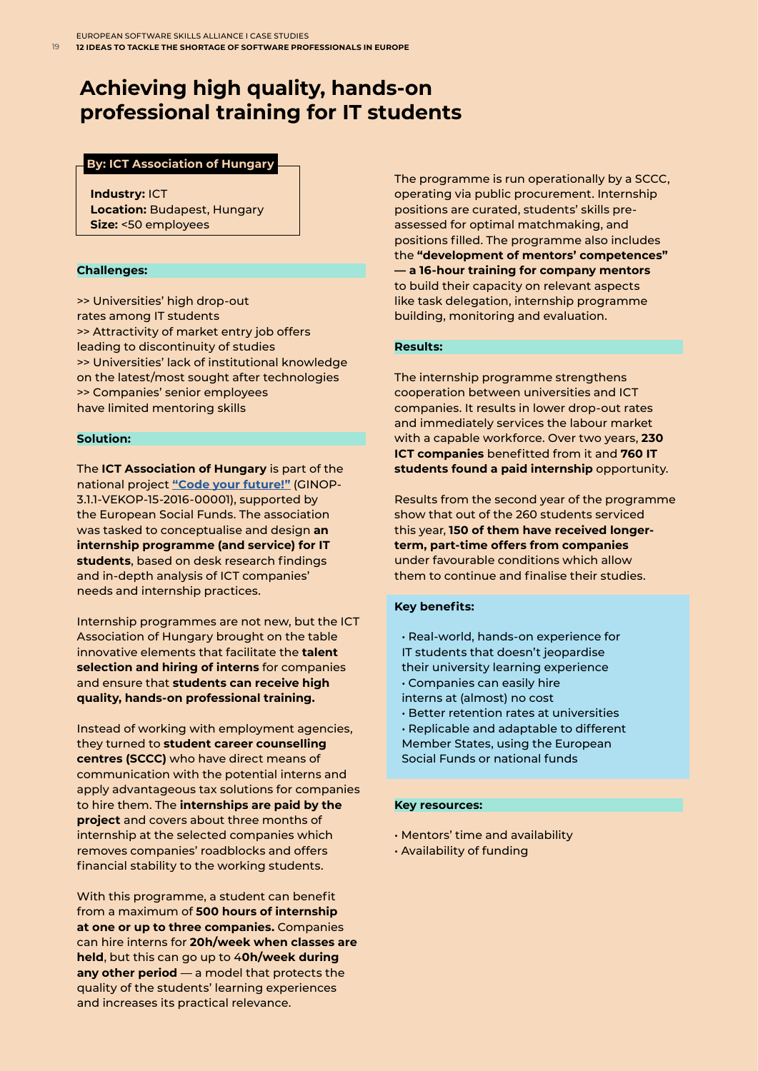# Achieving high quality, hands-on professional training for IT students

**By: ICT Association of Hungary**

**Industry:** ICT
**Location:** Budapest, Hungary
**Size:** <50 employees

### Challenges:

>> Universities' high drop-out rates among IT students
>> Attractivity of market entry job offers leading to discontinuity of studies
>> Universities' lack of institutional knowledge on the latest/most sought after technologies
>> Companies' senior employees have limited mentoring skills

### Solution:

The **ICT Association of Hungary** is part of the national project **"Code your future!"** (GINOP-3.1.1-VEKOP-15-2016-00001), supported by the European Social Funds. The association was tasked to conceptualise and design **an internship programme (and service) for IT students**, based on desk research findings and in-depth analysis of ICT companies' needs and internship practices.

Internship programmes are not new, but the ICT Association of Hungary brought on the table innovative elements that facilitate the **talent selection and hiring of interns** for companies and ensure that **students can receive high quality, hands-on professional training.**

Instead of working with employment agencies, they turned to **student career counselling centres (SCCC)** who have direct means of communication with the potential interns and apply advantageous tax solutions for companies to hire them. The **internships are paid by the project** and covers about three months of internship at the selected companies which removes companies' roadblocks and offers financial stability to the working students.

With this programme, a student can benefit from a maximum of **500 hours of internship at one or up to three companies.** Companies can hire interns for **20h/week when classes are held**, but this can go up to 4**0h/week during any other period** — a model that protects the quality of the students' learning experiences and increases its practical relevance.

The programme is run operationally by a SCCC, operating via public procurement. Internship positions are curated, students' skills pre-assessed for optimal matchmaking, and positions filled. The programme also includes the **"development of mentors' competences" — a 16-hour training for company mentors** to build their capacity on relevant aspects like task delegation, internship programme building, monitoring and evaluation.

### Results:

The internship programme strengthens cooperation between universities and ICT companies. It results in lower drop-out rates and immediately services the labour market with a capable workforce. Over two years, **230 ICT companies** benefitted from it and **760 IT students found a paid internship** opportunity.

Results from the second year of the programme show that out of the 260 students serviced this year, **150 of them have received longer-term, part-time offers from companies** under favourable conditions which allow them to continue and finalise their studies.

### Key benefits:

- Real-world, hands-on experience for IT students that doesn't jeopardise their university learning experience
- Companies can easily hire interns at (almost) no cost
- Better retention rates at universities
- Replicable and adaptable to different Member States, using the European Social Funds or national funds

### Key resources:

- Mentors' time and availability
- Availability of funding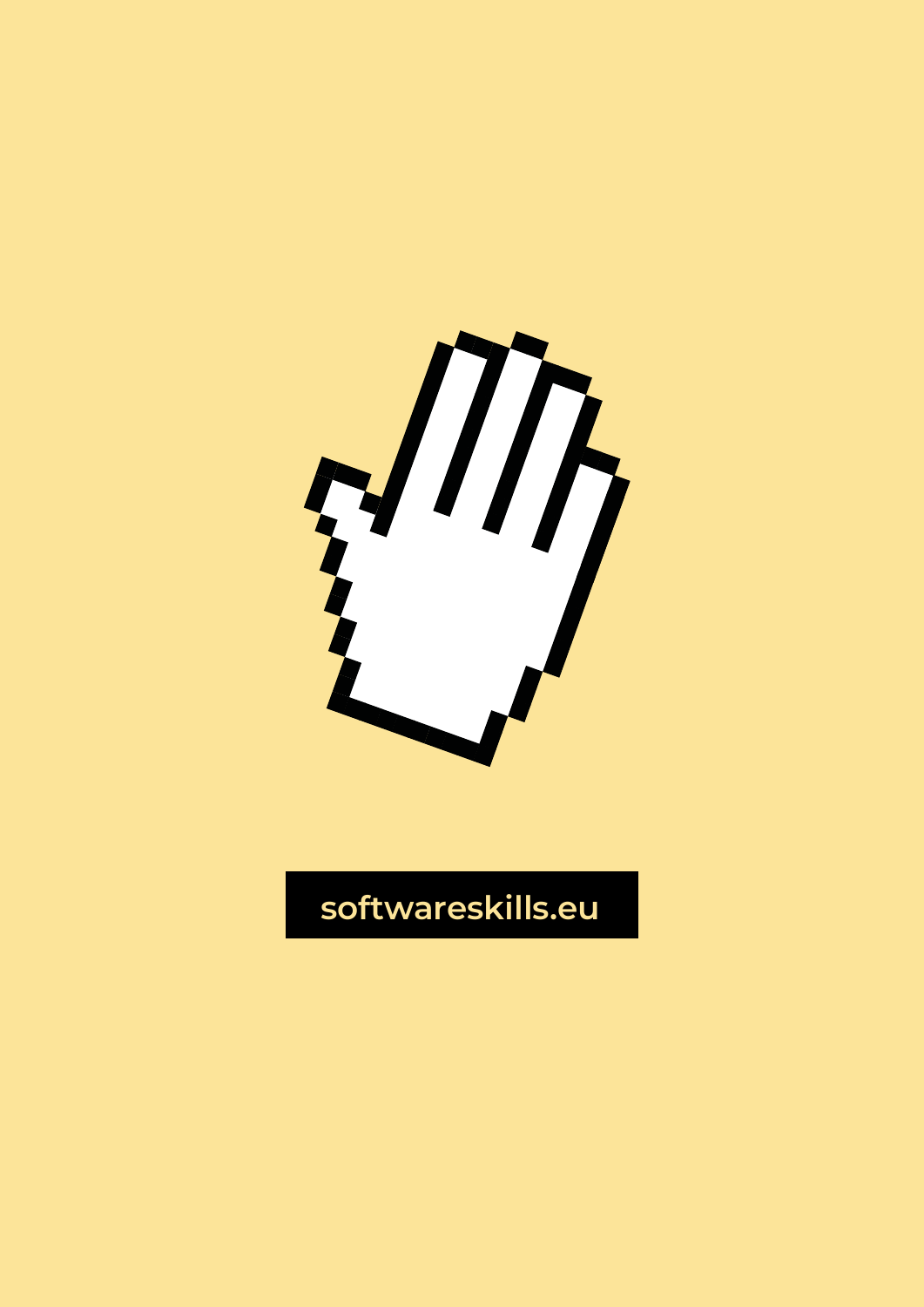softwareskills.eu